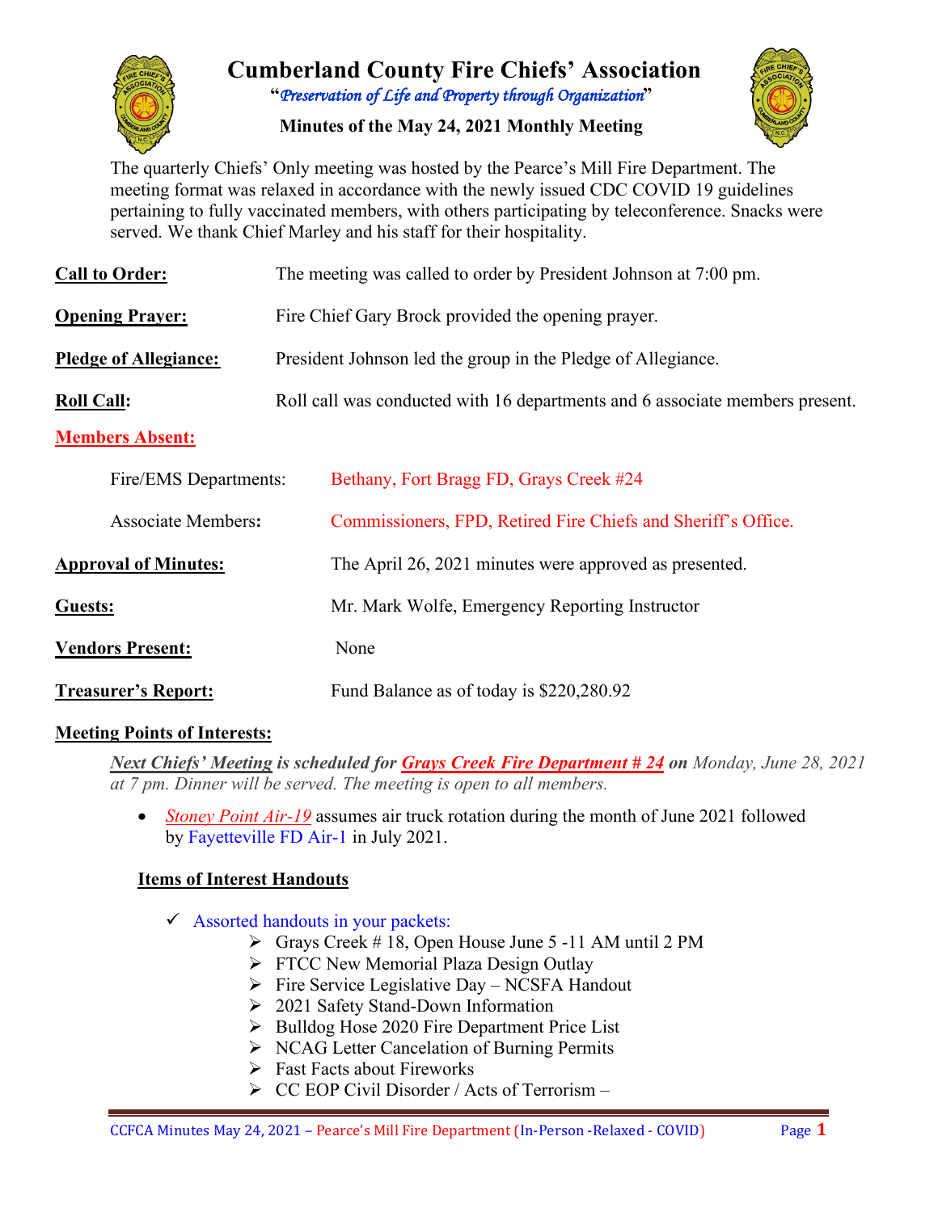# Cumberland County Fire Chiefs' Association

**"*Preservation of Life and Property through Organization*"**

**Minutes of the May 24, 2021 Monthly Meeting**

The quarterly Chiefs' Only meeting was hosted by the Pearce's Mill Fire Department. The meeting format was relaxed in accordance with the newly issued CDC COVID 19 guidelines pertaining to fully vaccinated members, with others participating by teleconference. Snacks were served. We thank Chief Marley and his staff for their hospitality.

**Call to Order:** The meeting was called to order by President Johnson at 7:00 pm.

**Opening Prayer:** Fire Chief Gary Brock provided the opening prayer.

**Pledge of Allegiance:** President Johnson led the group in the Pledge of Allegiance.

**Roll Call:** Roll call was conducted with 16 departments and 6 associate members present.

**Members Absent:**

Fire/EMS Departments: Bethany, Fort Bragg FD, Grays Creek #24

Associate Members**:** Commissioners, FPD, Retired Fire Chiefs and Sheriff's Office.

**Approval of Minutes:** The April 26, 2021 minutes were approved as presented.

**Guests:** Mr. Mark Wolfe, Emergency Reporting Instructor

**Vendors Present:** None

**Treasurer's Report:** Fund Balance as of today is $220,280.92

**Meeting Points of Interests:**

***Next Chiefs' Meeting* is scheduled for *Grays Creek Fire Department # 24* on** *Monday, June 28, 2021 at 7 pm. Dinner will be served. The meeting is open to all members.*

- *Stoney Point Air-19* assumes air truck rotation during the month of June 2021 followed by Fayetteville FD Air-1 in July 2021.

**Items of Interest Handouts**

- ✓ Assorted handouts in your packets:
  - Grays Creek # 18, Open House June 5 -11 AM until 2 PM
  - FTCC New Memorial Plaza Design Outlay
  - Fire Service Legislative Day – NCSFA Handout
  - 2021 Safety Stand-Down Information
  - Bulldog Hose 2020 Fire Department Price List
  - NCAG Letter Cancelation of Burning Permits
  - Fast Facts about Fireworks
  - CC EOP Civil Disorder / Acts of Terrorism –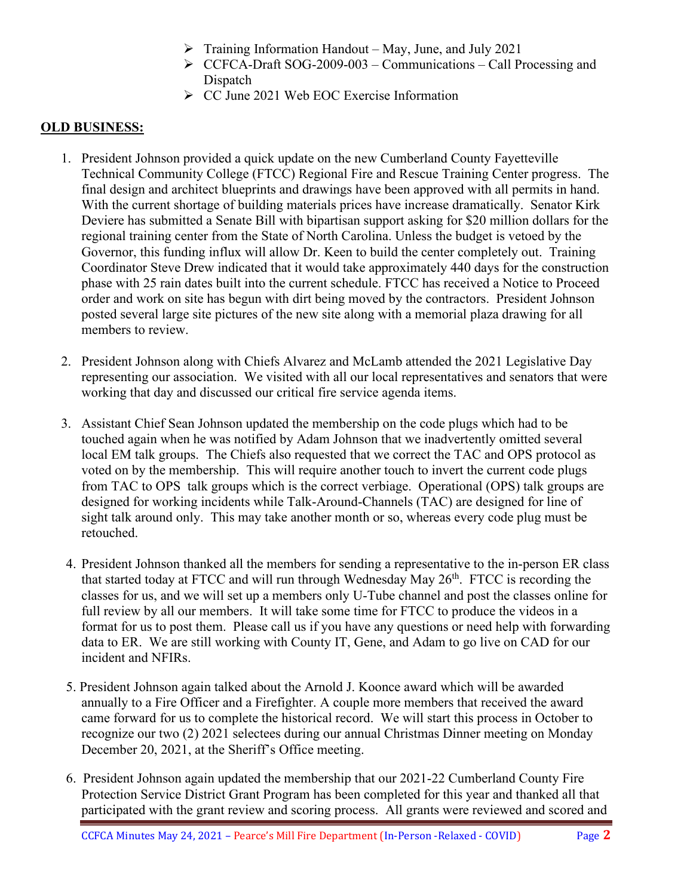- Training Information Handout – May, June, and July 2021
- CCFCA-Draft SOG-2009-003 – Communications – Call Processing and Dispatch
- CC June 2021 Web EOC Exercise Information

## OLD BUSINESS:

1. President Johnson provided a quick update on the new Cumberland County Fayetteville Technical Community College (FTCC) Regional Fire and Rescue Training Center progress. The final design and architect blueprints and drawings have been approved with all permits in hand. With the current shortage of building materials prices have increase dramatically. Senator Kirk Deviere has submitted a Senate Bill with bipartisan support asking for $20 million dollars for the regional training center from the State of North Carolina. Unless the budget is vetoed by the Governor, this funding influx will allow Dr. Keen to build the center completely out. Training Coordinator Steve Drew indicated that it would take approximately 440 days for the construction phase with 25 rain dates built into the current schedule. FTCC has received a Notice to Proceed order and work on site has begun with dirt being moved by the contractors. President Johnson posted several large site pictures of the new site along with a memorial plaza drawing for all members to review.

2. President Johnson along with Chiefs Alvarez and McLamb attended the 2021 Legislative Day representing our association. We visited with all our local representatives and senators that were working that day and discussed our critical fire service agenda items.

3. Assistant Chief Sean Johnson updated the membership on the code plugs which had to be touched again when he was notified by Adam Johnson that we inadvertently omitted several local EM talk groups. The Chiefs also requested that we correct the TAC and OPS protocol as voted on by the membership. This will require another touch to invert the current code plugs from TAC to OPS talk groups which is the correct verbiage. Operational (OPS) talk groups are designed for working incidents while Talk-Around-Channels (TAC) are designed for line of sight talk around only. This may take another month or so, whereas every code plug must be retouched.

4. President Johnson thanked all the members for sending a representative to the in-person ER class that started today at FTCC and will run through Wednesday May 26th. FTCC is recording the classes for us, and we will set up a members only U-Tube channel and post the classes online for full review by all our members. It will take some time for FTCC to produce the videos in a format for us to post them. Please call us if you have any questions or need help with forwarding data to ER. We are still working with County IT, Gene, and Adam to go live on CAD for our incident and NFIRs.

5. President Johnson again talked about the Arnold J. Koonce award which will be awarded annually to a Fire Officer and a Firefighter. A couple more members that received the award came forward for us to complete the historical record. We will start this process in October to recognize our two (2) 2021 selectees during our annual Christmas Dinner meeting on Monday December 20, 2021, at the Sheriff's Office meeting.

6. President Johnson again updated the membership that our 2021-22 Cumberland County Fire Protection Service District Grant Program has been completed for this year and thanked all that participated with the grant review and scoring process. All grants were reviewed and scored and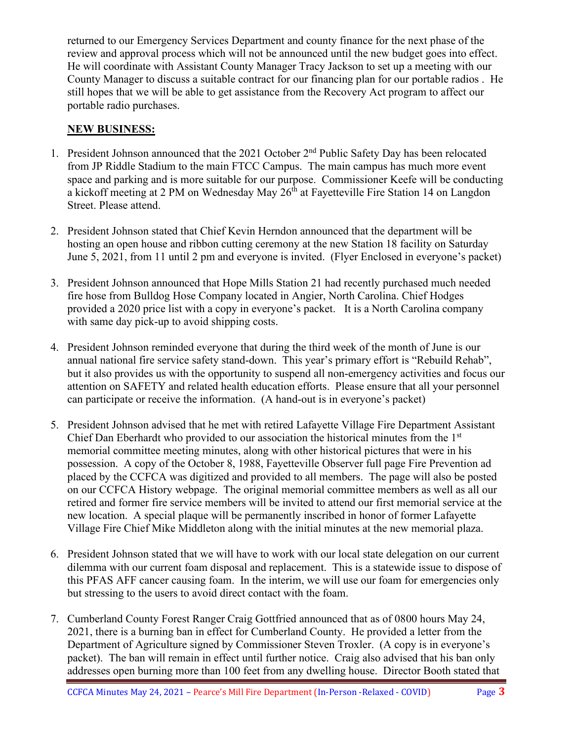returned to our Emergency Services Department and county finance for the next phase of the review and approval process which will not be announced until the new budget goes into effect. He will coordinate with Assistant County Manager Tracy Jackson to set up a meeting with our County Manager to discuss a suitable contract for our financing plan for our portable radios . He still hopes that we will be able to get assistance from the Recovery Act program to affect our portable radio purchases.

**NEW BUSINESS:**

1. President Johnson announced that the 2021 October 2nd Public Safety Day has been relocated from JP Riddle Stadium to the main FTCC Campus. The main campus has much more event space and parking and is more suitable for our purpose. Commissioner Keefe will be conducting a kickoff meeting at 2 PM on Wednesday May 26th at Fayetteville Fire Station 14 on Langdon Street. Please attend.

2. President Johnson stated that Chief Kevin Herndon announced that the department will be hosting an open house and ribbon cutting ceremony at the new Station 18 facility on Saturday June 5, 2021, from 11 until 2 pm and everyone is invited. (Flyer Enclosed in everyone's packet)

3. President Johnson announced that Hope Mills Station 21 had recently purchased much needed fire hose from Bulldog Hose Company located in Angier, North Carolina. Chief Hodges provided a 2020 price list with a copy in everyone's packet. It is a North Carolina company with same day pick-up to avoid shipping costs.

4. President Johnson reminded everyone that during the third week of the month of June is our annual national fire service safety stand-down. This year's primary effort is "Rebuild Rehab", but it also provides us with the opportunity to suspend all non-emergency activities and focus our attention on SAFETY and related health education efforts. Please ensure that all your personnel can participate or receive the information. (A hand-out is in everyone's packet)

5. President Johnson advised that he met with retired Lafayette Village Fire Department Assistant Chief Dan Eberhardt who provided to our association the historical minutes from the 1st memorial committee meeting minutes, along with other historical pictures that were in his possession. A copy of the October 8, 1988, Fayetteville Observer full page Fire Prevention ad placed by the CCFCA was digitized and provided to all members. The page will also be posted on our CCFCA History webpage. The original memorial committee members as well as all our retired and former fire service members will be invited to attend our first memorial service at the new location. A special plaque will be permanently inscribed in honor of former Lafayette Village Fire Chief Mike Middleton along with the initial minutes at the new memorial plaza.

6. President Johnson stated that we will have to work with our local state delegation on our current dilemma with our current foam disposal and replacement. This is a statewide issue to dispose of this PFAS AFF cancer causing foam. In the interim, we will use our foam for emergencies only but stressing to the users to avoid direct contact with the foam.

7. Cumberland County Forest Ranger Craig Gottfried announced that as of 0800 hours May 24, 2021, there is a burning ban in effect for Cumberland County. He provided a letter from the Department of Agriculture signed by Commissioner Steven Troxler. (A copy is in everyone's packet). The ban will remain in effect until further notice. Craig also advised that his ban only addresses open burning more than 100 feet from any dwelling house. Director Booth stated that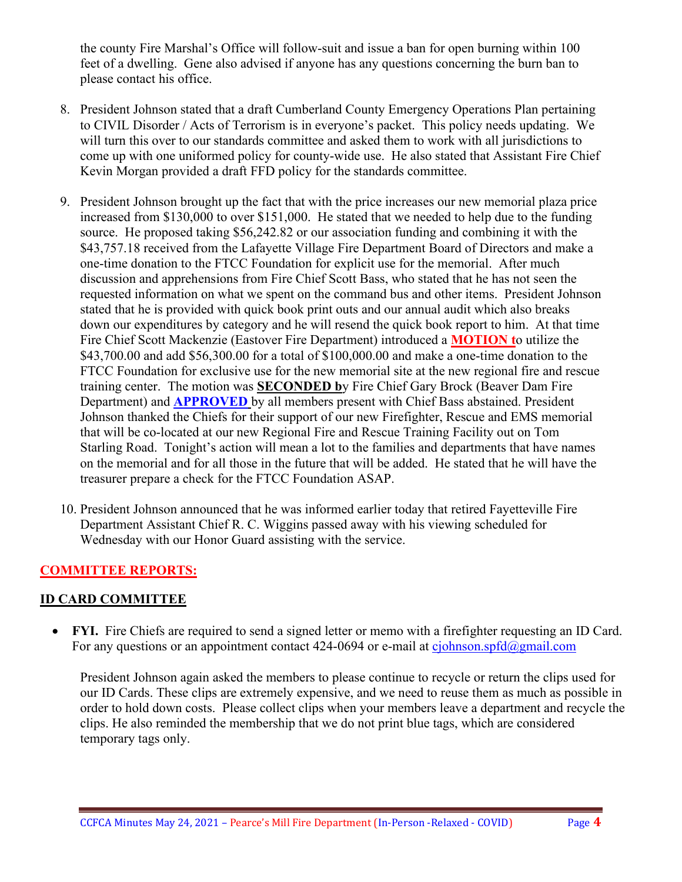the county Fire Marshal's Office will follow-suit and issue a ban for open burning within 100 feet of a dwelling. Gene also advised if anyone has any questions concerning the burn ban to please contact his office.

8. President Johnson stated that a draft Cumberland County Emergency Operations Plan pertaining to CIVIL Disorder / Acts of Terrorism is in everyone's packet. This policy needs updating. We will turn this over to our standards committee and asked them to work with all jurisdictions to come up with one uniformed policy for county-wide use. He also stated that Assistant Fire Chief Kevin Morgan provided a draft FFD policy for the standards committee.

9. President Johnson brought up the fact that with the price increases our new memorial plaza price increased from $130,000 to over $151,000. He stated that we needed to help due to the funding source. He proposed taking $56,242.82 or our association funding and combining it with the $43,757.18 received from the Lafayette Village Fire Department Board of Directors and make a one-time donation to the FTCC Foundation for explicit use for the memorial. After much discussion and apprehensions from Fire Chief Scott Bass, who stated that he has not seen the requested information on what we spent on the command bus and other items. President Johnson stated that he is provided with quick book print outs and our annual audit which also breaks down our expenditures by category and he will resend the quick book report to him. At that time Fire Chief Scott Mackenzie (Eastover Fire Department) introduced a **MOTION t**o utilize the $43,700.00 and add $56,300.00 for a total of $100,000.00 and make a one-time donation to the FTCC Foundation for exclusive use for the new memorial site at the new regional fire and rescue training center. The motion was **SECONDED b**y Fire Chief Gary Brock (Beaver Dam Fire Department) and **APPROVED** by all members present with Chief Bass abstained. President Johnson thanked the Chiefs for their support of our new Firefighter, Rescue and EMS memorial that will be co-located at our new Regional Fire and Rescue Training Facility out on Tom Starling Road. Tonight's action will mean a lot to the families and departments that have names on the memorial and for all those in the future that will be added. He stated that he will have the treasurer prepare a check for the FTCC Foundation ASAP.

10. President Johnson announced that he was informed earlier today that retired Fayetteville Fire Department Assistant Chief R. C. Wiggins passed away with his viewing scheduled for Wednesday with our Honor Guard assisting with the service.

## COMMITTEE REPORTS:

### ID CARD COMMITTEE

- **FYI.** Fire Chiefs are required to send a signed letter or memo with a firefighter requesting an ID Card. For any questions or an appointment contact 424-0694 or e-mail at cjohnson.spfd@gmail.com

  President Johnson again asked the members to please continue to recycle or return the clips used for our ID Cards. These clips are extremely expensive, and we need to reuse them as much as possible in order to hold down costs. Please collect clips when your members leave a department and recycle the clips. He also reminded the membership that we do not print blue tags, which are considered temporary tags only.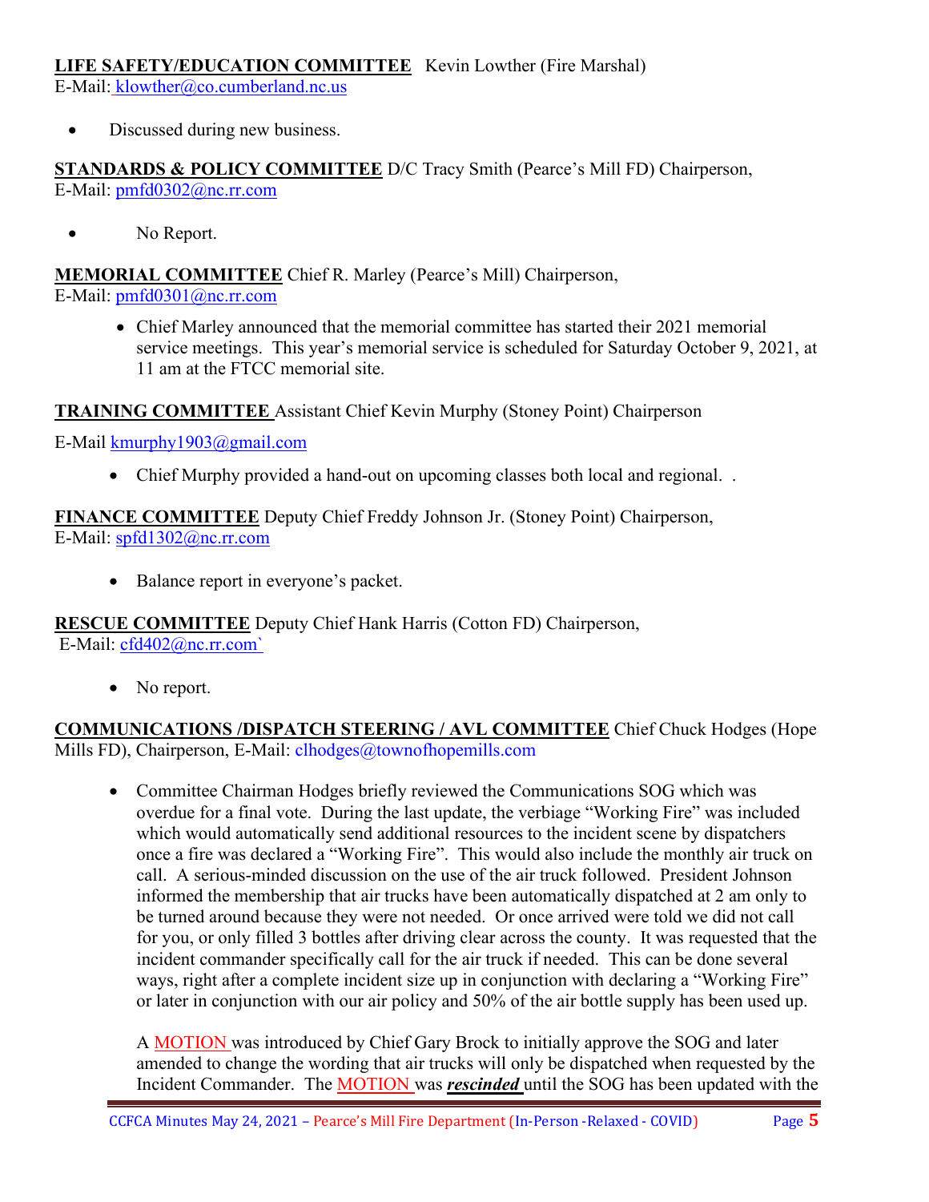**LIFE SAFETY/EDUCATION COMMITTEE** Kevin Lowther (Fire Marshal)
E-Mail: klowther@co.cumberland.nc.us

- Discussed during new business.

**STANDARDS & POLICY COMMITTEE** D/C Tracy Smith (Pearce's Mill FD) Chairperson,
E-Mail: pmfd0302@nc.rr.com

- No Report.

**MEMORIAL COMMITTEE** Chief R. Marley (Pearce's Mill) Chairperson,
E-Mail: pmfd0301@nc.rr.com

- Chief Marley announced that the memorial committee has started their 2021 memorial service meetings. This year's memorial service is scheduled for Saturday October 9, 2021, at 11 am at the FTCC memorial site.

**TRAINING COMMITTEE** Assistant Chief Kevin Murphy (Stoney Point) Chairperson

E-Mail kmurphy1903@gmail.com

- Chief Murphy provided a hand-out on upcoming classes both local and regional. .

**FINANCE COMMITTEE** Deputy Chief Freddy Johnson Jr. (Stoney Point) Chairperson,
E-Mail: spfd1302@nc.rr.com

- Balance report in everyone's packet.

**RESCUE COMMITTEE** Deputy Chief Hank Harris (Cotton FD) Chairperson,
E-Mail: cfd402@nc.rr.com`

- No report.

**COMMUNICATIONS /DISPATCH STEERING / AVL COMMITTEE** Chief Chuck Hodges (Hope Mills FD), Chairperson, E-Mail: clhodges@townofhopemills.com

- Committee Chairman Hodges briefly reviewed the Communications SOG which was overdue for a final vote. During the last update, the verbiage "Working Fire" was included which would automatically send additional resources to the incident scene by dispatchers once a fire was declared a "Working Fire". This would also include the monthly air truck on call. A serious-minded discussion on the use of the air truck followed. President Johnson informed the membership that air trucks have been automatically dispatched at 2 am only to be turned around because they were not needed. Or once arrived were told we did not call for you, or only filled 3 bottles after driving clear across the county. It was requested that the incident commander specifically call for the air truck if needed. This can be done several ways, right after a complete incident size up in conjunction with declaring a "Working Fire" or later in conjunction with our air policy and 50% of the air bottle supply has been used up.

  A MOTION was introduced by Chief Gary Brock to initially approve the SOG and later amended to change the wording that air trucks will only be dispatched when requested by the Incident Commander. The MOTION was ***rescinded*** until the SOG has been updated with the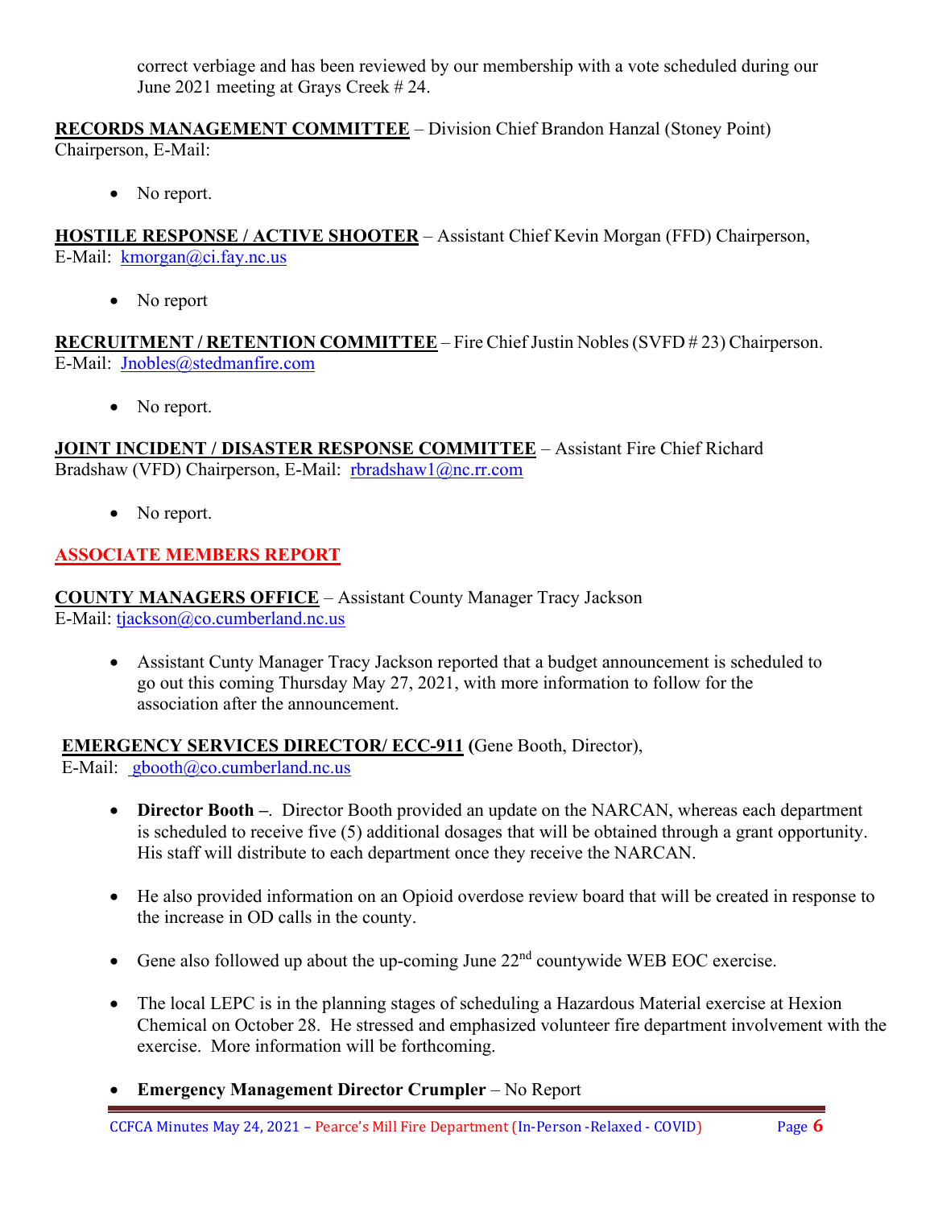correct verbiage and has been reviewed by our membership with a vote scheduled during our June 2021 meeting at Grays Creek # 24.

**RECORDS MANAGEMENT COMMITTEE** – Division Chief Brandon Hanzal (Stoney Point) Chairperson, E-Mail:

- No report.

**HOSTILE RESPONSE / ACTIVE SHOOTER** – Assistant Chief Kevin Morgan (FFD) Chairperson, E-Mail: kmorgan@ci.fay.nc.us

- No report

**RECRUITMENT / RETENTION COMMITTEE** – Fire Chief Justin Nobles (SVFD # 23) Chairperson. E-Mail: Jnobles@stedmanfire.com

- No report.

**JOINT INCIDENT / DISASTER RESPONSE COMMITTEE** – Assistant Fire Chief Richard Bradshaw (VFD) Chairperson, E-Mail: rbradshaw1@nc.rr.com

- No report.

## ASSOCIATE MEMBERS REPORT

**COUNTY MANAGERS OFFICE** – Assistant County Manager Tracy Jackson
E-Mail: tjackson@co.cumberland.nc.us

- Assistant Cunty Manager Tracy Jackson reported that a budget announcement is scheduled to go out this coming Thursday May 27, 2021, with more information to follow for the association after the announcement.

**EMERGENCY SERVICES DIRECTOR/ ECC-911 (**Gene Booth, Director),
E-Mail: gbooth@co.cumberland.nc.us

- **Director Booth –**. Director Booth provided an update on the NARCAN, whereas each department is scheduled to receive five (5) additional dosages that will be obtained through a grant opportunity. His staff will distribute to each department once they receive the NARCAN.

- He also provided information on an Opioid overdose review board that will be created in response to the increase in OD calls in the county.

- Gene also followed up about the up-coming June 22nd countywide WEB EOC exercise.

- The local LEPC is in the planning stages of scheduling a Hazardous Material exercise at Hexion Chemical on October 28. He stressed and emphasized volunteer fire department involvement with the exercise. More information will be forthcoming.

- **Emergency Management Director Crumpler** – No Report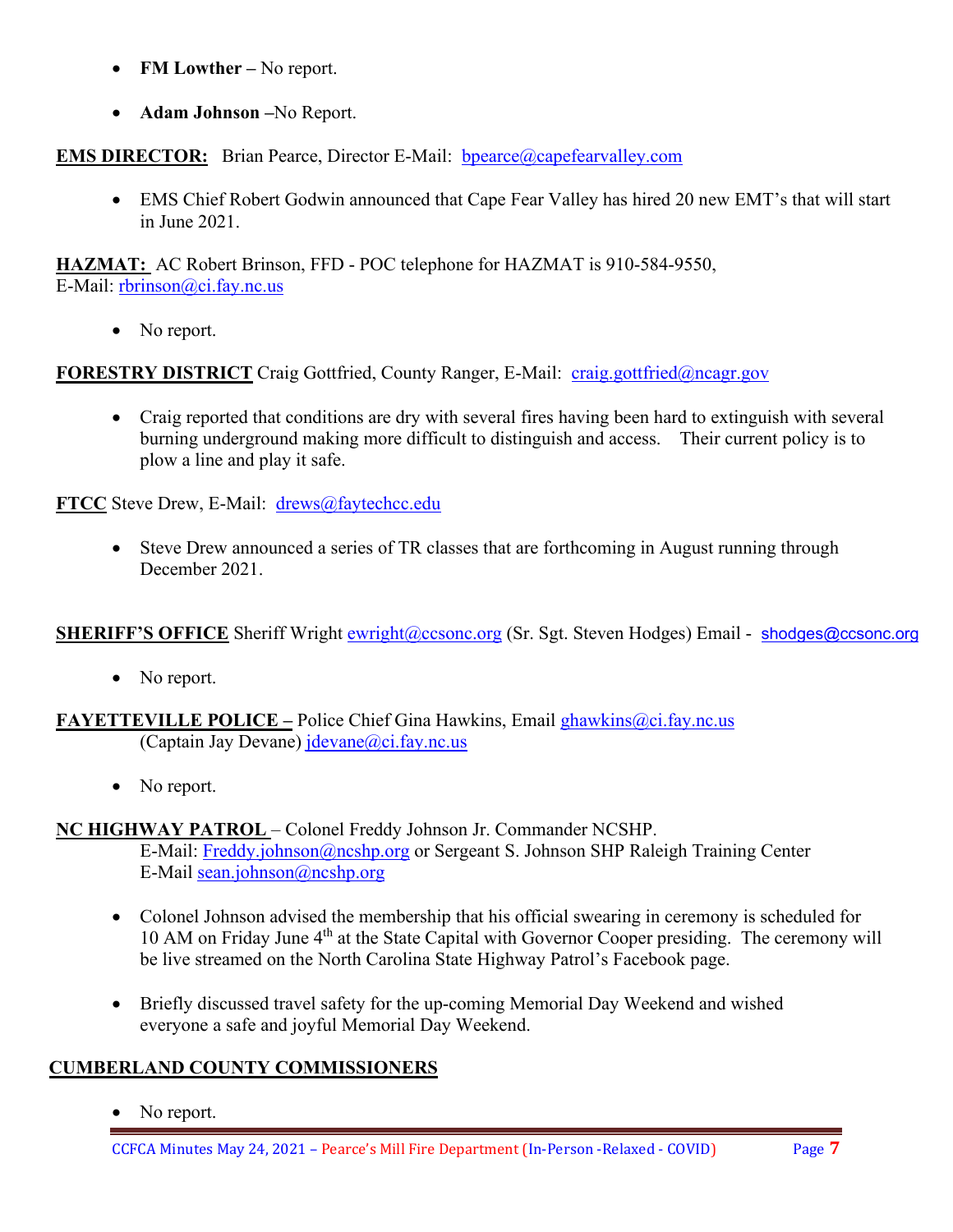- **FM Lowther –** No report.

- **Adam Johnson** –No Report.

**EMS DIRECTOR:** Brian Pearce, Director E-Mail: bpearce@capefearvalley.com

- EMS Chief Robert Godwin announced that Cape Fear Valley has hired 20 new EMT's that will start in June 2021.

**HAZMAT:** AC Robert Brinson, FFD - POC telephone for HAZMAT is 910-584-9550,
E-Mail: rbrinson@ci.fay.nc.us

- No report.

**FORESTRY DISTRICT** Craig Gottfried, County Ranger, E-Mail: craig.gottfried@ncagr.gov

- Craig reported that conditions are dry with several fires having been hard to extinguish with several burning underground making more difficult to distinguish and access. Their current policy is to plow a line and play it safe.

**FTCC** Steve Drew, E-Mail: drews@faytechcc.edu

- Steve Drew announced a series of TR classes that are forthcoming in August running through December 2021.

**SHERIFF'S OFFICE** Sheriff Wright ewright@ccsonc.org (Sr. Sgt. Steven Hodges) Email - shodges@ccsonc.org

- No report.

**FAYETTEVILLE POLICE –** Police Chief Gina Hawkins, Email ghawkins@ci.fay.nc.us
(Captain Jay Devane) jdevane@ci.fay.nc.us

- No report.

**NC HIGHWAY PATROL** – Colonel Freddy Johnson Jr. Commander NCSHP.
E-Mail: Freddy.johnson@ncshp.org or Sergeant S. Johnson SHP Raleigh Training Center
E-Mail sean.johnson@ncshp.org

- Colonel Johnson advised the membership that his official swearing in ceremony is scheduled for 10 AM on Friday June 4th at the State Capital with Governor Cooper presiding. The ceremony will be live streamed on the North Carolina State Highway Patrol's Facebook page.

- Briefly discussed travel safety for the up-coming Memorial Day Weekend and wished everyone a safe and joyful Memorial Day Weekend.

**CUMBERLAND COUNTY COMMISSIONERS**

- No report.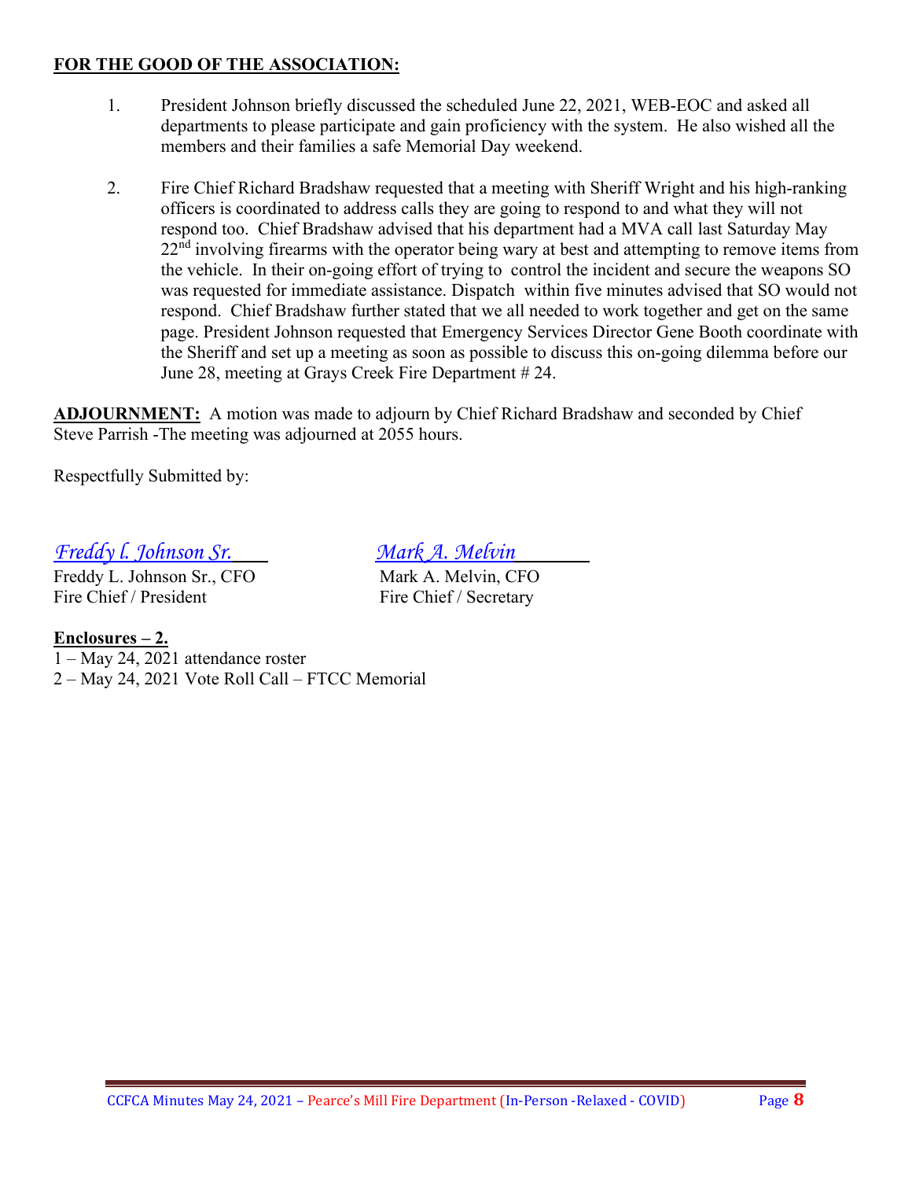**FOR THE GOOD OF THE ASSOCIATION:**

1. President Johnson briefly discussed the scheduled June 22, 2021, WEB-EOC and asked all departments to please participate and gain proficiency with the system. He also wished all the members and their families a safe Memorial Day weekend.

2. Fire Chief Richard Bradshaw requested that a meeting with Sheriff Wright and his high-ranking officers is coordinated to address calls they are going to respond to and what they will not respond too. Chief Bradshaw advised that his department had a MVA call last Saturday May 22nd involving firearms with the operator being wary at best and attempting to remove items from the vehicle. In their on-going effort of trying to control the incident and secure the weapons SO was requested for immediate assistance. Dispatch within five minutes advised that SO would not respond. Chief Bradshaw further stated that we all needed to work together and get on the same page. President Johnson requested that Emergency Services Director Gene Booth coordinate with the Sheriff and set up a meeting as soon as possible to discuss this on-going dilemma before our June 28, meeting at Grays Creek Fire Department # 24.

**ADJOURNMENT:** A motion was made to adjourn by Chief Richard Bradshaw and seconded by Chief Steve Parrish -The meeting was adjourned at 2055 hours.

Respectfully Submitted by:

*Freddy l. Johnson Sr.*
Freddy L. Johnson Sr., CFO
Fire Chief / President

*Mark A. Melvin*
Mark A. Melvin, CFO
Fire Chief / Secretary

**Enclosures – 2.**

1 – May 24, 2021 attendance roster
2 – May 24, 2021 Vote Roll Call – FTCC Memorial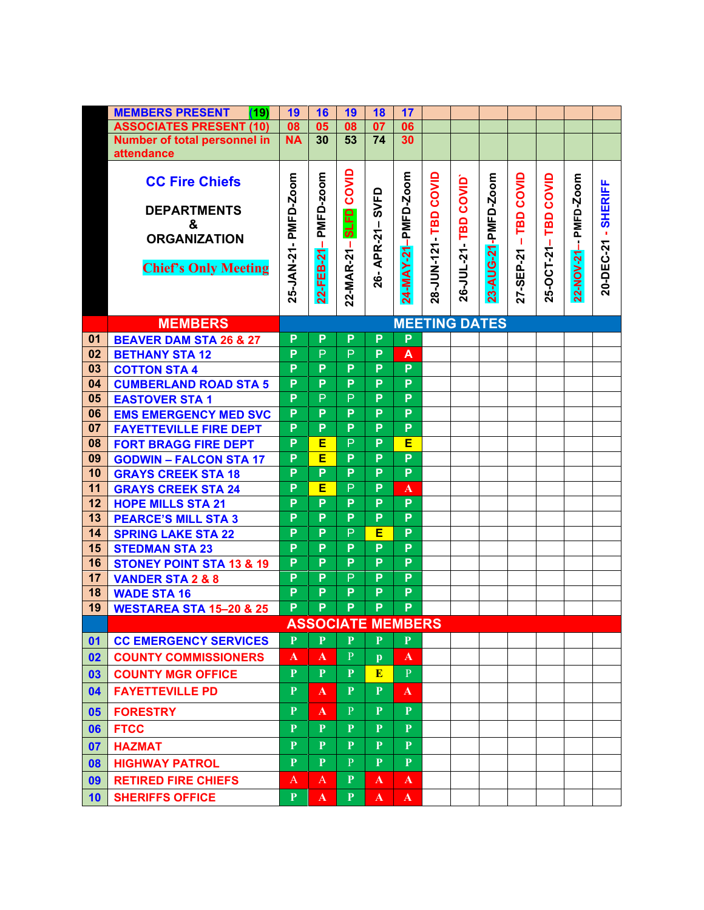| | MEMBERS PRESENT (19) | 19 | 16 | 19 | 18 | 17 | | | | | | | |
|---|---|---|---|---|---|---|---|---|---|---|---|---|---|
| | ASSOCIATES PRESENT (10) | 08 | 05 | 08 | 07 | 06 | | | | | | | |
| | Number of total personnel in attendance | NA | 30 | 53 | 74 | 30 | | | | | | | |
| | **CC Fire Chiefs** **DEPARTMENTS & ORGANIZATION** *Chief's Only Meeting* | 25-JAN-21- PMFD-Zoom | 22-FEB-21– PMFD-zoom | 22-MAR-21– SLFD COVID | 26- APR-21– SVFD | 24-MAY-21–PMFD-Zoom | 28-JUN-121- TBD COVID | 26-JUL-21- TBD COVID` | 23-AUG-21-PMFD-Zoom | 27-SEP-21 – TBD COVID | 25-OCT-21– TBD COVID | 22-NOV-21-- PMFD-Zoom | 20-DEC-21 - SHERIFF |
| | **MEMBERS** | **MEETING DATES** | | | | | | | | | | | |
| 01 | BEAVER DAM STA 26 & 27 | P | P | P | P | P | | | | | | | |
| 02 | BETHANY STA 12 | P | P | P | P | A | | | | | | | |
| 03 | COTTON STA 4 | P | P | P | P | P | | | | | | | |
| 04 | CUMBERLAND ROAD STA 5 | P | P | P | P | P | | | | | | | |
| 05 | EASTOVER STA 1 | P | P | P | P | P | | | | | | | |
| 06 | EMS EMERGENCY MED SVC | P | P | P | P | P | | | | | | | |
| 07 | FAYETTEVILLE FIRE DEPT | P | P | P | P | P | | | | | | | |
| 08 | FORT BRAGG FIRE DEPT | P | E | P | P | E | | | | | | | |
| 09 | GODWIN – FALCON STA 17 | P | E | P | P | P | | | | | | | |
| 10 | GRAYS CREEK STA 18 | P | P | P | P | P | | | | | | | |
| 11 | GRAYS CREEK STA 24 | P | E | P | P | A | | | | | | | |
| 12 | HOPE MILLS STA 21 | P | P | P | P | P | | | | | | | |
| 13 | PEARCE'S MILL STA 3 | P | P | P | P | P | | | | | | | |
| 14 | SPRING LAKE STA 22 | P | P | P | E | P | | | | | | | |
| 15 | STEDMAN STA 23 | P | P | P | P | P | | | | | | | |
| 16 | STONEY POINT STA 13 & 19 | P | P | P | P | P | | | | | | | |
| 17 | VANDER STA 2 & 8 | P | P | P | P | P | | | | | | | |
| 18 | WADE STA 16 | P | P | P | P | P | | | | | | | |
| 19 | WESTAREA STA 15–20 & 25 | P | P | P | P | P | | | | | | | |
| | **ASSOCIATE MEMBERS** | | | | | | | | | | | | |
| 01 | CC EMERGENCY SERVICES | P | P | P | P | P | | | | | | | |
| 02 | COUNTY COMMISSIONERS | A | A | P | p | A | | | | | | | |
| 03 | COUNTY MGR OFFICE | P | P | P | E | P | | | | | | | |
| 04 | FAYETTEVILLE PD | P | A | P | P | A | | | | | | | |
| 05 | FORESTRY | P | A | P | P | P | | | | | | | |
| 06 | FTCC | P | P | P | P | P | | | | | | | |
| 07 | HAZMAT | P | P | P | P | P | | | | | | | |
| 08 | HIGHWAY PATROL | P | P | P | P | P | | | | | | | |
| 09 | RETIRED FIRE CHIEFS | A | A | P | A | A | | | | | | | |
| 10 | SHERIFFS OFFICE | P | A | P | A | A | | | | | | | |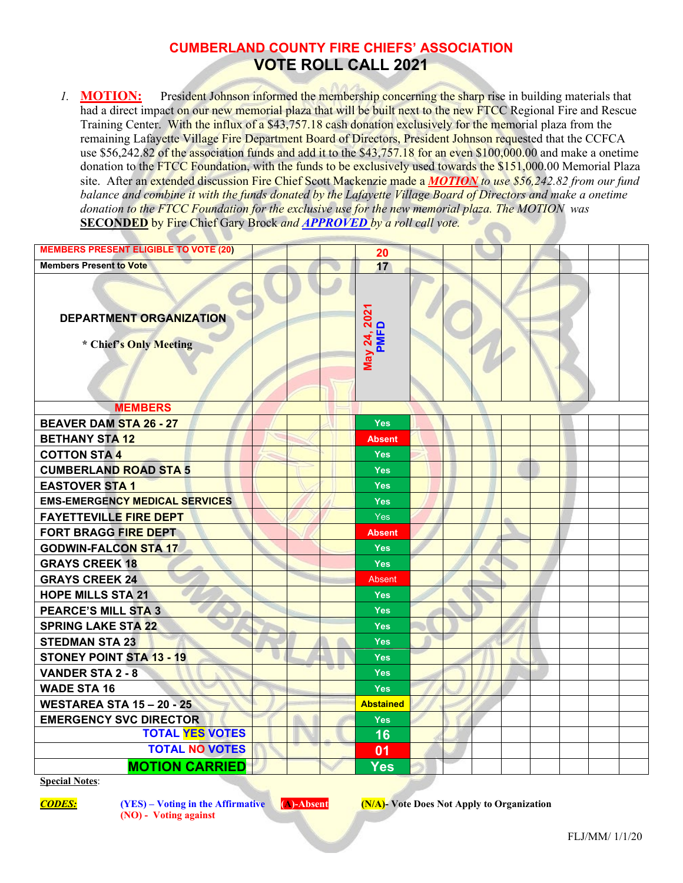# CUMBERLAND COUNTY FIRE CHIEFS' ASSOCIATION
## VOTE ROLL CALL 2021

1. **MOTION:** President Johnson informed the membership concerning the sharp rise in building materials that had a direct impact on our new memorial plaza that will be built next to the new FTCC Regional Fire and Rescue Training Center. With the influx of a $43,757.18 cash donation exclusively for the memorial plaza from the remaining Lafayette Village Fire Department Board of Directors, President Johnson requested that the CCFCA use $56,242.82 of the association funds and add it to the $43,757.18 for an even $100,000.00 and make a onetime donation to the FTCC Foundation, with the funds to be exclusively used towards the $151,000.00 Memorial Plaza site. After an extended discussion Fire Chief Scott Mackenzie made a ***MOTION*** *to use $56,242.82 from our fund balance and combine it with the funds donated by the Lafayette Village Board of Directors and make a onetime donation to the FTCC Foundation for the exclusive use for the new memorial plaza. The MOTION was* **SECONDED** by Fire Chief Gary Brock *and* ***APPROVED*** *by a roll call vote.*

| | | | | | | | | | | | | |
|---|---|---|---|---|---|---|---|---|---|---|---|---|
| MEMBERS PRESENT ELIGIBLE TO VOTE (20) | | | | 20 | | | | | | | | |
| Members Present to Vote | | | | 17 | | | | | | | | |
| DEPARTMENT ORGANIZATION<br>* Chief's Only Meeting | | | | May 24, 2021 PMFD | | | | | | | | |
| MEMBERS | | | | | | | | | | | | |
| BEAVER DAM STA 26 - 27 | | | | Yes | | | | | | | | |
| BETHANY STA 12 | | | | Absent | | | | | | | | |
| COTTON STA 4 | | | | Yes | | | | | | | | |
| CUMBERLAND ROAD STA 5 | | | | Yes | | | | | | | | |
| EASTOVER STA 1 | | | | Yes | | | | | | | | |
| EMS-EMERGENCY MEDICAL SERVICES | | | | Yes | | | | | | | | |
| FAYETTEVILLE FIRE DEPT | | | | Yes | | | | | | | | |
| FORT BRAGG FIRE DEPT | | | | Absent | | | | | | | | |
| GODWIN-FALCON STA 17 | | | | Yes | | | | | | | | |
| GRAYS CREEK 18 | | | | Yes | | | | | | | | |
| GRAYS CREEK 24 | | | | Absent | | | | | | | | |
| HOPE MILLS STA 21 | | | | Yes | | | | | | | | |
| PEARCE'S MILL STA 3 | | | | Yes | | | | | | | | |
| SPRING LAKE STA 22 | | | | Yes | | | | | | | | |
| STEDMAN STA 23 | | | | Yes | | | | | | | | |
| STONEY POINT STA 13 - 19 | | | | Yes | | | | | | | | |
| VANDER STA 2 - 8 | | | | Yes | | | | | | | | |
| WADE STA 16 | | | | Yes | | | | | | | | |
| WESTAREA STA 15 – 20 - 25 | | | | Abstained | | | | | | | | |
| EMERGENCY SVC DIRECTOR | | | | Yes | | | | | | | | |
| TOTAL YES VOTES | | | | 16 | | | | | | | | |
| TOTAL NO VOTES | | | | 01 | | | | | | | | |
| MOTION CARRIED | | | | Yes | | | | | | | | |

**Special Notes**:

***CODES:*** (YES) – Voting in the Affirmative (A)-Absent (N/A)- Vote Does Not Apply to Organization
(NO) - Voting against

FLJ/MM/ 1/1/20